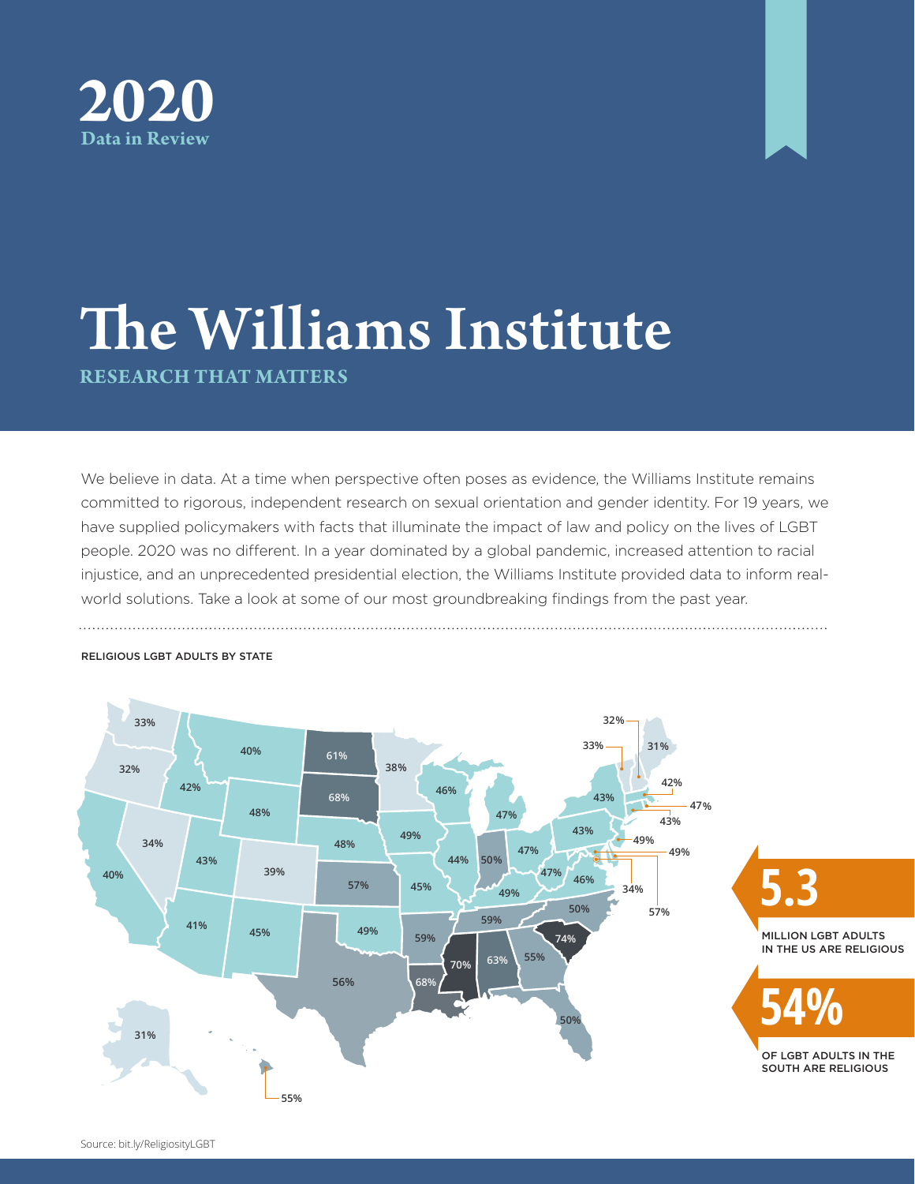# 2020

**Data in Review**

# The Williams Institute

## RESEARCH THAT MATTERS

We believe in data. At a time when perspective often poses as evidence, the Williams Institute remains committed to rigorous, independent research on sexual orientation and gender identity. For 19 years, we have supplied policymakers with facts that illuminate the impact of law and policy on the lives of LGBT people. 2020 was no different. In a year dominated by a global pandemic, increased attention to racial injustice, and an unprecedented presidential election, the Williams Institute provided data to inform real-world solutions. Take a look at some of our most groundbreaking findings from the past year.

RELIGIOUS LGBT ADULTS BY STATE

| State | % |
|---|---|
| Washington | 33% |
| Oregon | 32% |
| California | 40% |
| Idaho | 42% |
| Nevada | 34% |
| Montana | 40% |
| Wyoming | 48% |
| Utah | 43% |
| Arizona | 41% |
| Colorado | 39% |
| New Mexico | 45% |
| North Dakota | 61% |
| South Dakota | 68% |
| Nebraska | 48% |
| Kansas | 57% |
| Oklahoma | 49% |
| Texas | 56% |
| Minnesota | 38% |
| Iowa | 49% |
| Missouri | 45% |
| Arkansas | 59% |
| Louisiana | 68% |
| Wisconsin | 46% |
| Illinois | 44% |
| Michigan | 47% |
| Indiana | 50% |
| Ohio | 47% |
| Kentucky | 49% |
| Tennessee | 59% |
| Mississippi | 70% |
| Alabama | 63% |
| Georgia | 55% |
| Florida | 50% |
| South Carolina | 74% |
| North Carolina | 50% |
| Virginia | 46% |
| West Virginia | 47% |
| Pennsylvania | 43% |
| New York | 43% |
| Vermont | 33% |
| New Hampshire | 32% |
| Maine | 31% |
| Massachusetts | 42% |
| Rhode Island | 47% |
| Connecticut | 43% |
| New Jersey | 49% |
| Delaware | 49% |
| Maryland | 57% |
| District of Columbia | 34% |
| Alaska | 31% |
| Hawaii | 55% |

**5.3** MILLION LGBT ADULTS IN THE US ARE RELIGIOUS

**54%** OF LGBT ADULTS IN THE SOUTH ARE RELIGIOUS

Source: bit.ly/ReligiosityLGBT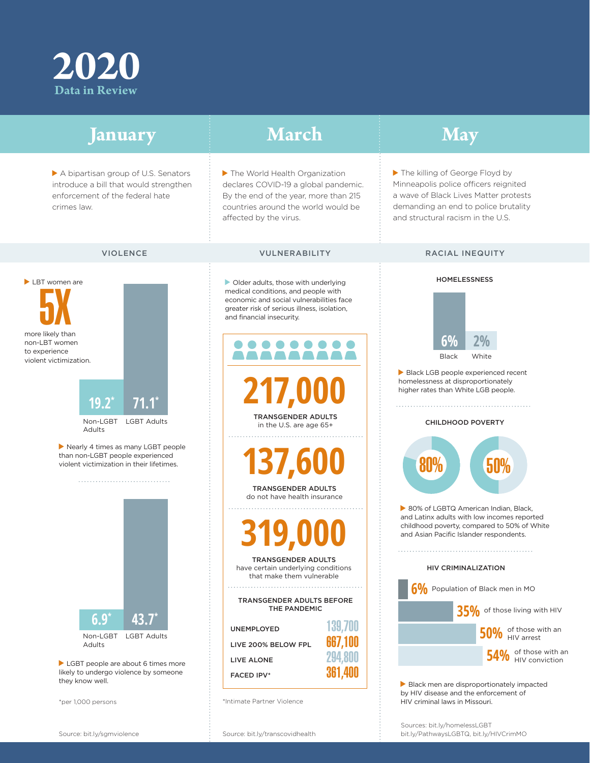# 2020

## Data in Review

## January

▶ A bipartisan group of U.S. Senators introduce a bill that would strengthen enforcement of the federal hate crimes law.

## March

▶ The World Health Organization declares COVID-19 a global pandemic. By the end of the year, more than 215 countries around the world would be affected by the virus.

## May

▶ The killing of George Floyd by Minneapolis police officers reignited a wave of Black Lives Matter protests demanding an end to police brutality and structural racism in the U.S.

### VIOLENCE

▶ LBT women are **5X** more likely than non-LBT women to experience violent victimization.

| Non-LGBT Adults | LGBT Adults |
|---|---|
| 19.2* | 71.1* |

▶ Nearly 4 times as many LGBT people than non-LGBT people experienced violent victimization in their lifetimes.

| Non-LGBT Adults | LGBT Adults |
|---|---|
| 6.9* | 43.7* |

▶ LGBT people are about 6 times more likely to undergo violence by someone they know well.

*per 1,000 persons

Source: bit.ly/sgmviolence

### VULNERABILITY

▶ Older adults, those with underlying medical conditions, and people with economic and social vulnerabilities face greater risk of serious illness, isolation, and financial insecurity.

**217,000** TRANSGENDER ADULTS in the U.S. are age 65+

**137,600** TRANSGENDER ADULTS do not have health insurance

**319,000** TRANSGENDER ADULTS have certain underlying conditions that make them vulnerable

TRANSGENDER ADULTS BEFORE THE PANDEMIC

| | |
|---|---|
| UNEMPLOYED | 139,700 |
| LIVE 200% BELOW FPL | 667,100 |
| LIVE ALONE | 294,800 |
| FACED IPV* | 361,400 |

*Intimate Partner Violence

Source: bit.ly/transcovidhealth

### RACIAL INEQUITY

#### HOMELESSNESS

| Black | White |
|---|---|
| 6% | 2% |

▶ Black LGB people experienced recent homelessness at disproportionately higher rates than White LGB people.

#### CHILDHOOD POVERTY

80% | 50%

▶ 80% of LGBTQ American Indian, Black, and Latinx adults with low incomes reported childhood poverty, compared to 50% of White and Asian Pacific Islander respondents.

#### HIV CRIMINALIZATION

- 6% Population of Black men in MO
- 35% of those living with HIV
- 50% of those with an HIV arrest
- 54% of those with an HIV conviction

▶ Black men are disproportionately impacted by HIV disease and the enforcement of HIV criminal laws in Missouri.

Sources: bit.ly/homelessLGBT bit.ly/PathwaysLGBTQ, bit.ly/HIVCrimMO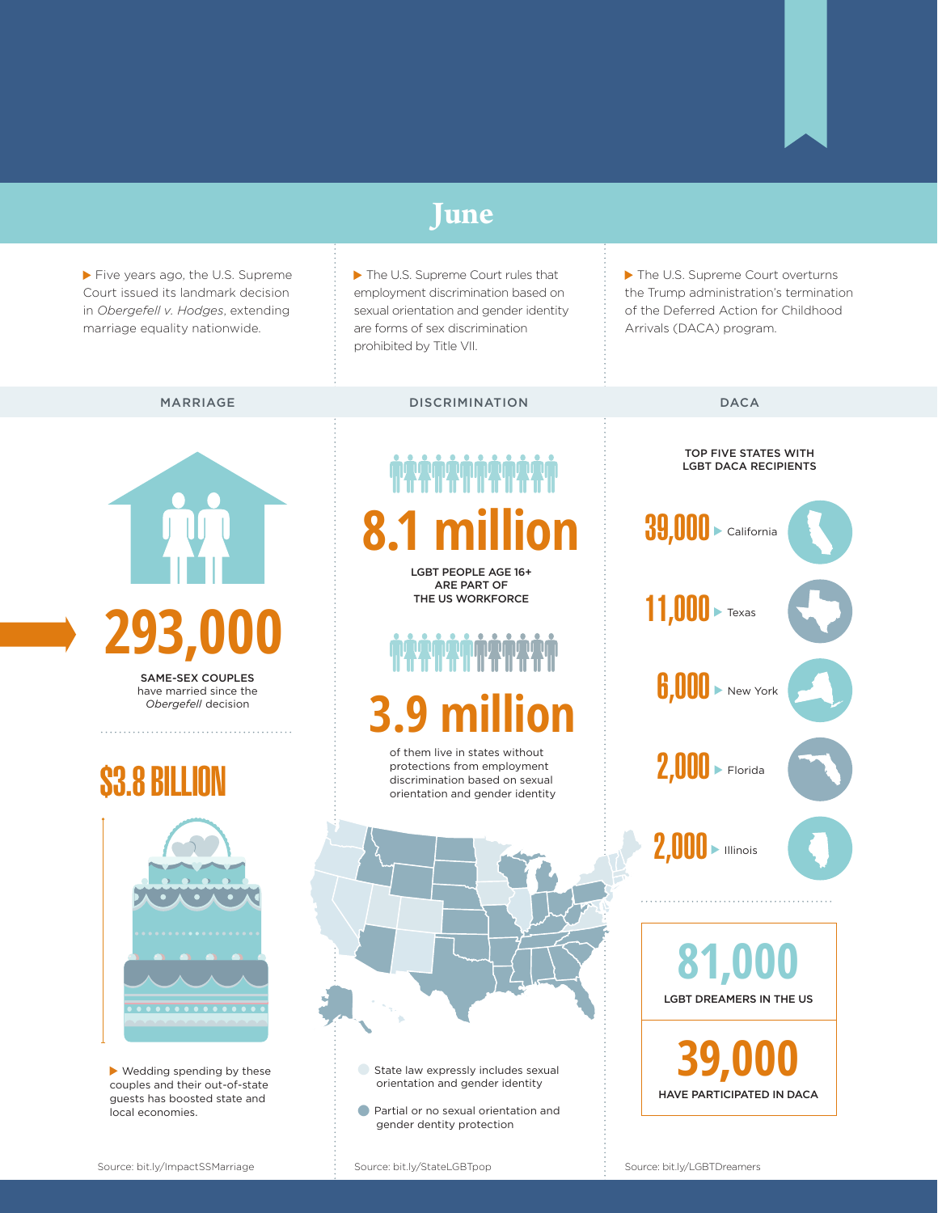# June

Five years ago, the U.S. Supreme Court issued its landmark decision in *Obergefell v. Hodges*, extending marriage equality nationwide.

The U.S. Supreme Court rules that employment discrimination based on sexual orientation and gender identity are forms of sex discrimination prohibited by Title VII.

The U.S. Supreme Court overturns the Trump administration's termination of the Deferred Action for Childhood Arrivals (DACA) program.

## MARRIAGE

**293,000**

SAME-SEX COUPLES have married since the *Obergefell* decision

**$3.8 BILLION**

Wedding spending by these couples and their out-of-state guests has boosted state and local economies.

Source: bit.ly/ImpactSSMarriage

## DISCRIMINATION

**8.1 million**

LGBT PEOPLE AGE 16+ ARE PART OF THE US WORKFORCE

**3.9 million**

of them live in states without protections from employment discrimination based on sexual orientation and gender identity

- State law expressly includes sexual orientation and gender identity
- Partial or no sexual orientation and gender dentity protection

Source: bit.ly/StateLGBTpop

## DACA

TOP FIVE STATES WITH LGBT DACA RECIPIENTS

| Number | State |
|---|---|
| 39,000 | California |
| 11,000 | Texas |
| 6,000 | New York |
| 2,000 | Florida |
| 2,000 | Illinois |

**81,000**

LGBT DREAMERS IN THE US

**39,000**

HAVE PARTICIPATED IN DACA

Source: bit.ly/LGBTDreamers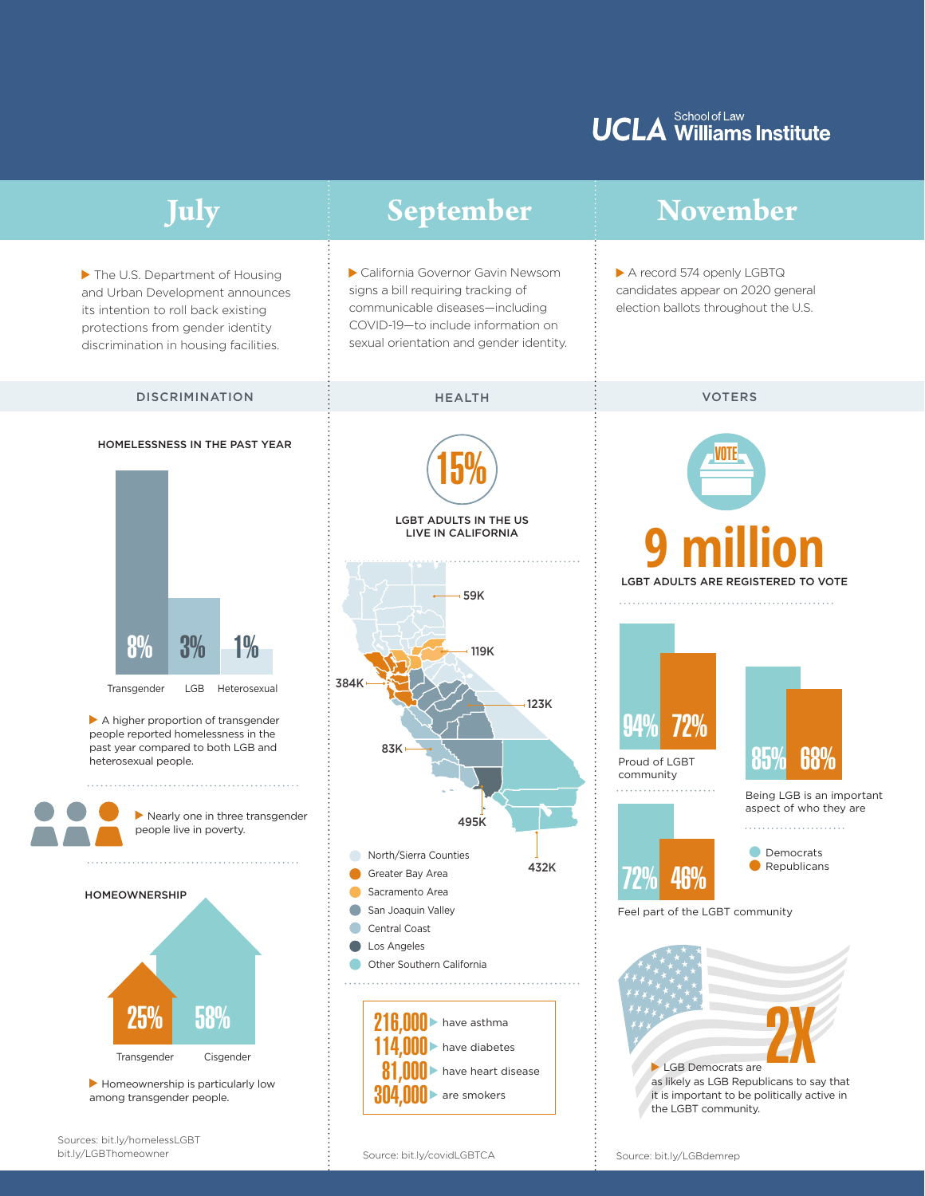UCLA School of Law Williams Institute

## July

The U.S. Department of Housing and Urban Development announces its intention to roll back existing protections from gender identity discrimination in housing facilities.

### DISCRIMINATION

**HOMELESSNESS IN THE PAST YEAR**

8% Transgender
3% LGB
1% Heterosexual

A higher proportion of transgender people reported homelessness in the past year compared to both LGB and heterosexual people.

Nearly one in three transgender people live in poverty.

**HOMEOWNERSHIP**

25% Transgender
58% Cisgender

Homeownership is particularly low among transgender people.

Sources: bit.ly/homelessLGBT
bit.ly/LGBThomeowner

## September

California Governor Gavin Newsom signs a bill requiring tracking of communicable diseases—including COVID-19—to include information on sexual orientation and gender identity.

### HEALTH

**15%**

LGBT ADULTS IN THE US LIVE IN CALIFORNIA

59K
119K
384K
123K
83K
495K
432K

- North/Sierra Counties
- Greater Bay Area
- Sacramento Area
- San Joaquin Valley
- Central Coast
- Los Angeles
- Other Southern California

216,000 have asthma
114,000 have diabetes
81,000 have heart disease
304,000 are smokers

Source: bit.ly/covidLGBTCA

## November

A record 574 openly LGBTQ candidates appear on 2020 general election ballots throughout the U.S.

### VOTERS

VOTE

**9 million**

LGBT ADULTS ARE REGISTERED TO VOTE

94% 72%
Proud of LGBT community

85% 68%
Being LGB is an important aspect of who they are

72% 46%
Feel part of the LGBT community

- Democrats
- Republicans

2X

LGB Democrats are as likely as LGB Republicans to say that it is important to be politically active in the LGBT community.

Source: bit.ly/LGBdemrep